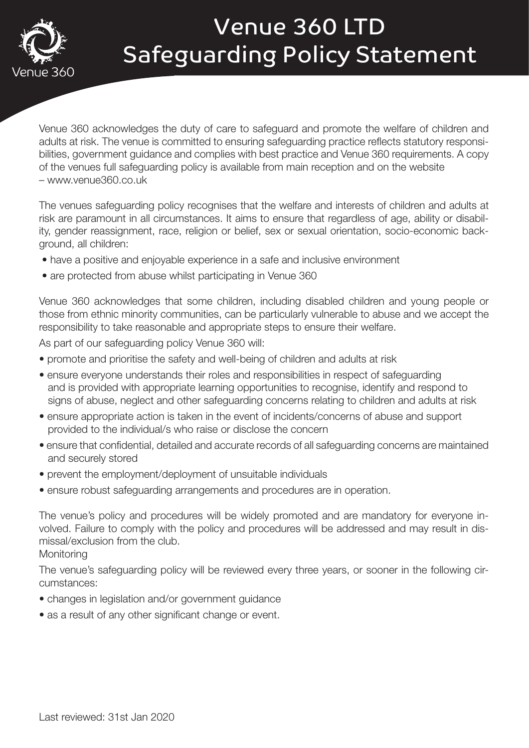# Venue 360 LTD Safeguarding Policy Statement

Venue 360 acknowledges the duty of care to safeguard and promote the welfare of children and adults at risk. The venue is committed to ensuring safeguarding practice reflects statutory responsibilities, government guidance and complies with best practice and Venue 360 requirements. A copy of the venues full safeguarding policy is available from main reception and on the website – www.venue360.co.uk

The venues safeguarding policy recognises that the welfare and interests of children and adults at risk are paramount in all circumstances. It aims to ensure that regardless of age, ability or disability, gender reassignment, race, religion or belief, sex or sexual orientation, socio-economic background, all children:

- have a positive and enjoyable experience in a safe and inclusive environment
- are protected from abuse whilst participating in Venue 360

Venue 360 acknowledges that some children, including disabled children and young people or those from ethnic minority communities, can be particularly vulnerable to abuse and we accept the responsibility to take reasonable and appropriate steps to ensure their welfare.

As part of our safeguarding policy Venue 360 will:

- promote and prioritise the safety and well-being of children and adults at risk
- ensure everyone understands their roles and responsibilities in respect of safeguarding and is provided with appropriate learning opportunities to recognise, identify and respond to signs of abuse, neglect and other safeguarding concerns relating to children and adults at risk
- ensure appropriate action is taken in the event of incidents/concerns of abuse and support provided to the individual/s who raise or disclose the concern
- ensure that confidential, detailed and accurate records of all safeguarding concerns are maintained and securely stored
- prevent the employment/deployment of unsuitable individuals
- ensure robust safeguarding arrangements and procedures are in operation.

The venue's policy and procedures will be widely promoted and are mandatory for everyone involved. Failure to comply with the policy and procedures will be addressed and may result in dismissal/exclusion from the club.

Monitoring

The venue's safeguarding policy will be reviewed every three years, or sooner in the following circumstances:

- changes in legislation and/or government guidance
- as a result of any other significant change or event.

Last reviewed: 31st Jan 2020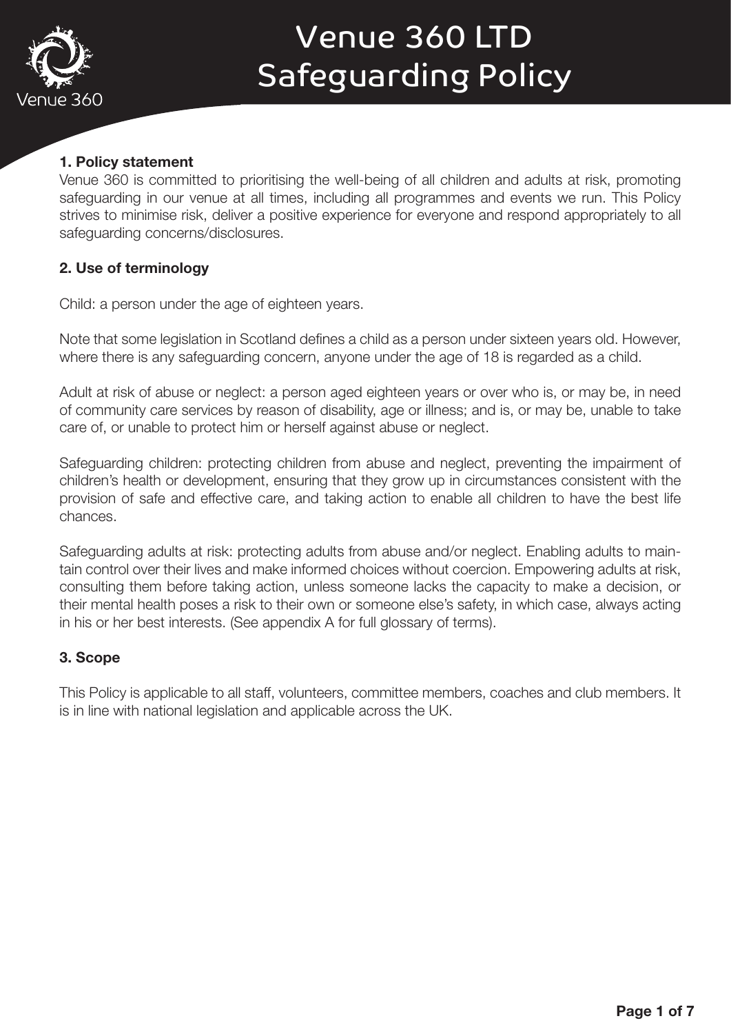# Venue 360 LTD Safeguarding Policy

### 1. Policy statement

Venue 360 is committed to prioritising the well-being of all children and adults at risk, promoting safeguarding in our venue at all times, including all programmes and events we run. This Policy strives to minimise risk, deliver a positive experience for everyone and respond appropriately to all safeguarding concerns/disclosures.

### 2. Use of terminology

Child: a person under the age of eighteen years.

Note that some legislation in Scotland defines a child as a person under sixteen years old. However, where there is any safeguarding concern, anyone under the age of 18 is regarded as a child.

Adult at risk of abuse or neglect: a person aged eighteen years or over who is, or may be, in need of community care services by reason of disability, age or illness; and is, or may be, unable to take care of, or unable to protect him or herself against abuse or neglect.

Safeguarding children: protecting children from abuse and neglect, preventing the impairment of children's health or development, ensuring that they grow up in circumstances consistent with the provision of safe and effective care, and taking action to enable all children to have the best life chances.

Safeguarding adults at risk: protecting adults from abuse and/or neglect. Enabling adults to maintain control over their lives and make informed choices without coercion. Empowering adults at risk, consulting them before taking action, unless someone lacks the capacity to make a decision, or their mental health poses a risk to their own or someone else's safety, in which case, always acting in his or her best interests. (See appendix A for full glossary of terms).

### 3. Scope

This Policy is applicable to all staff, volunteers, committee members, coaches and club members. It is in line with national legislation and applicable across the UK.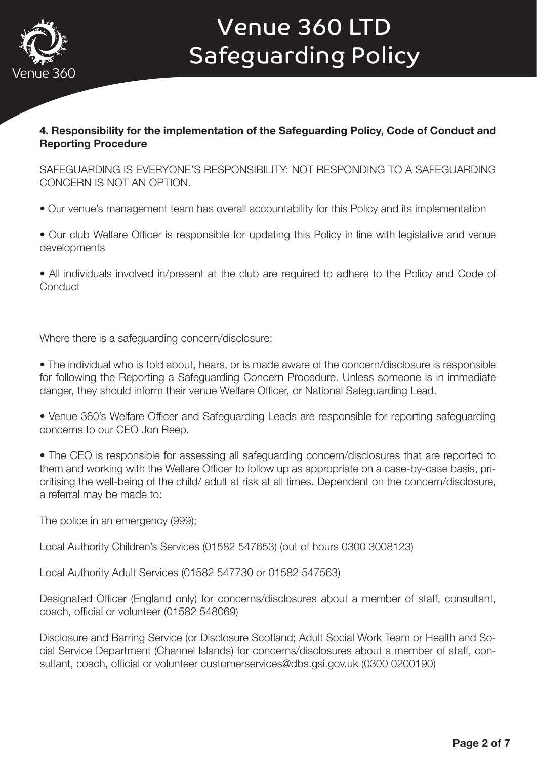### 4. Responsibility for the implementation of the Safeguarding Policy, Code of Conduct and Reporting Procedure

SAFEGUARDING IS EVERYONE'S RESPONSIBILITY: NOT RESPONDING TO A SAFEGUARDING CONCERN IS NOT AN OPTION.

- Our venue's management team has overall accountability for this Policy and its implementation

- Our club Welfare Officer is responsible for updating this Policy in line with legislative and venue developments

- All individuals involved in/present at the club are required to adhere to the Policy and Code of Conduct

Where there is a safeguarding concern/disclosure:

- The individual who is told about, hears, or is made aware of the concern/disclosure is responsible for following the Reporting a Safeguarding Concern Procedure. Unless someone is in immediate danger, they should inform their venue Welfare Officer, or National Safeguarding Lead.

- Venue 360's Welfare Officer and Safeguarding Leads are responsible for reporting safeguarding concerns to our CEO Jon Reep.

- The CEO is responsible for assessing all safeguarding concern/disclosures that are reported to them and working with the Welfare Officer to follow up as appropriate on a case-by-case basis, prioritising the well-being of the child/ adult at risk at all times. Dependent on the concern/disclosure, a referral may be made to:

The police in an emergency (999);

Local Authority Children's Services (01582 547653) (out of hours 0300 3008123)

Local Authority Adult Services (01582 547730 or 01582 547563)

Designated Officer (England only) for concerns/disclosures about a member of staff, consultant, coach, official or volunteer (01582 548069)

Disclosure and Barring Service (or Disclosure Scotland; Adult Social Work Team or Health and Social Service Department (Channel Islands) for concerns/disclosures about a member of staff, consultant, coach, official or volunteer customerservices@dbs.gsi.gov.uk (0300 0200190)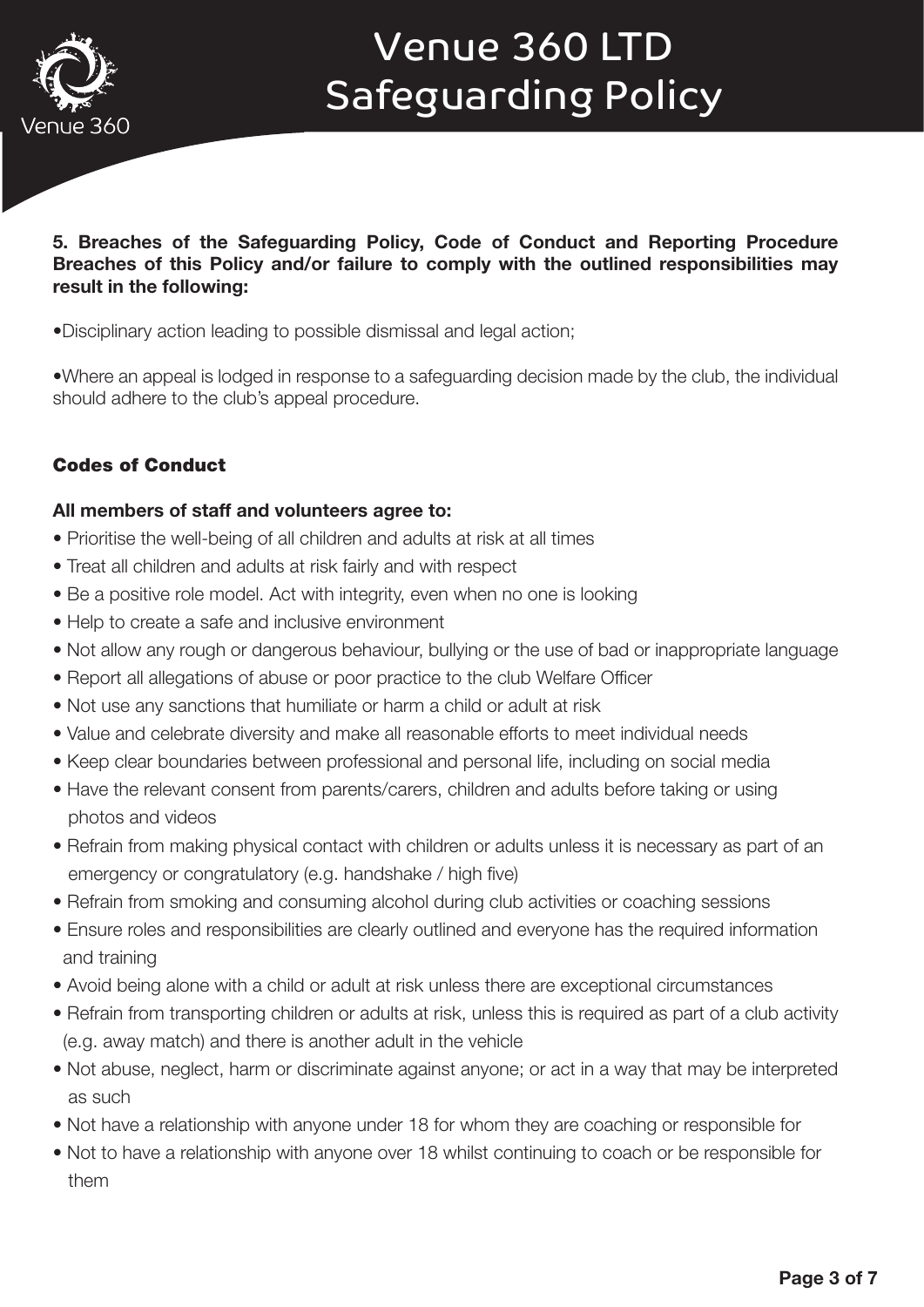**5. Breaches of the Safeguarding Policy, Code of Conduct and Reporting Procedure Breaches of this Policy and/or failure to comply with the outlined responsibilities may result in the following:**

•Disciplinary action leading to possible dismissal and legal action;

•Where an appeal is lodged in response to a safeguarding decision made by the club, the individual should adhere to the club's appeal procedure.

### Codes of Conduct

**All members of staff and volunteers agree to:**

- Prioritise the well-being of all children and adults at risk at all times
- Treat all children and adults at risk fairly and with respect
- Be a positive role model. Act with integrity, even when no one is looking
- Help to create a safe and inclusive environment
- Not allow any rough or dangerous behaviour, bullying or the use of bad or inappropriate language
- Report all allegations of abuse or poor practice to the club Welfare Officer
- Not use any sanctions that humiliate or harm a child or adult at risk
- Value and celebrate diversity and make all reasonable efforts to meet individual needs
- Keep clear boundaries between professional and personal life, including on social media
- Have the relevant consent from parents/carers, children and adults before taking or using photos and videos
- Refrain from making physical contact with children or adults unless it is necessary as part of an emergency or congratulatory (e.g. handshake / high five)
- Refrain from smoking and consuming alcohol during club activities or coaching sessions
- Ensure roles and responsibilities are clearly outlined and everyone has the required information and training
- Avoid being alone with a child or adult at risk unless there are exceptional circumstances
- Refrain from transporting children or adults at risk, unless this is required as part of a club activity (e.g. away match) and there is another adult in the vehicle
- Not abuse, neglect, harm or discriminate against anyone; or act in a way that may be interpreted as such
- Not have a relationship with anyone under 18 for whom they are coaching or responsible for
- Not to have a relationship with anyone over 18 whilst continuing to coach or be responsible for them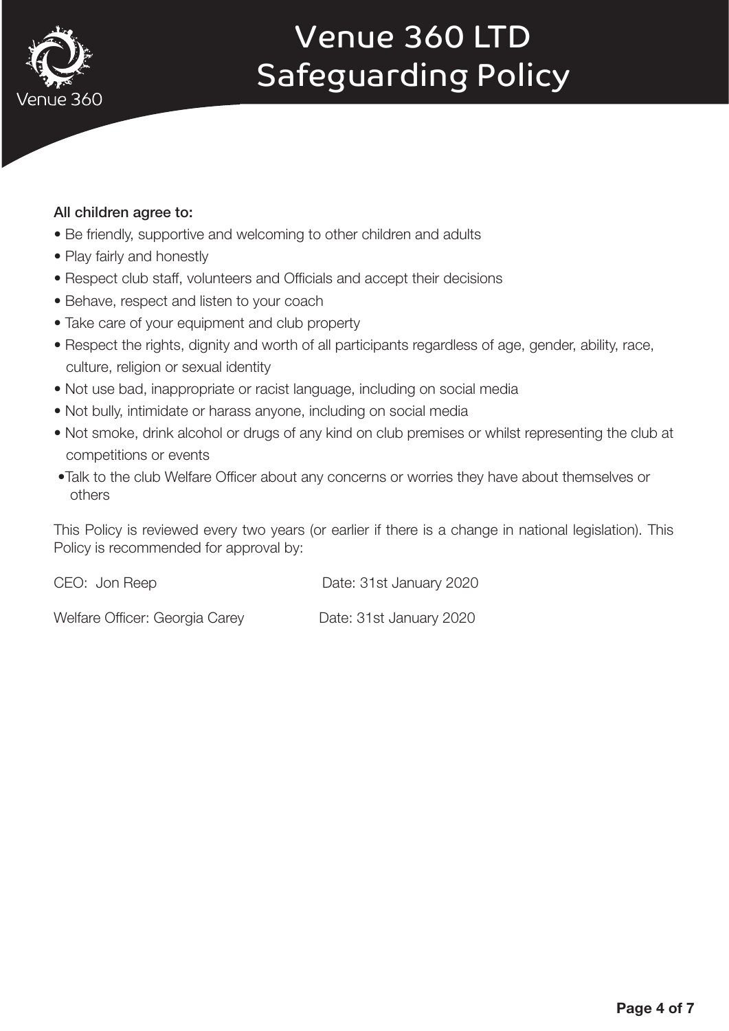**All children agree to:**

- Be friendly, supportive and welcoming to other children and adults
- Play fairly and honestly
- Respect club staff, volunteers and Officials and accept their decisions
- Behave, respect and listen to your coach
- Take care of your equipment and club property
- Respect the rights, dignity and worth of all participants regardless of age, gender, ability, race, culture, religion or sexual identity
- Not use bad, inappropriate or racist language, including on social media
- Not bully, intimidate or harass anyone, including on social media
- Not smoke, drink alcohol or drugs of any kind on club premises or whilst representing the club at competitions or events
- Talk to the club Welfare Officer about any concerns or worries they have about themselves or others

This Policy is reviewed every two years (or earlier if there is a change in national legislation). This Policy is recommended for approval by:

CEO: Jon Reep Date: 31st January 2020

Welfare Officer: Georgia Carey Date: 31st January 2020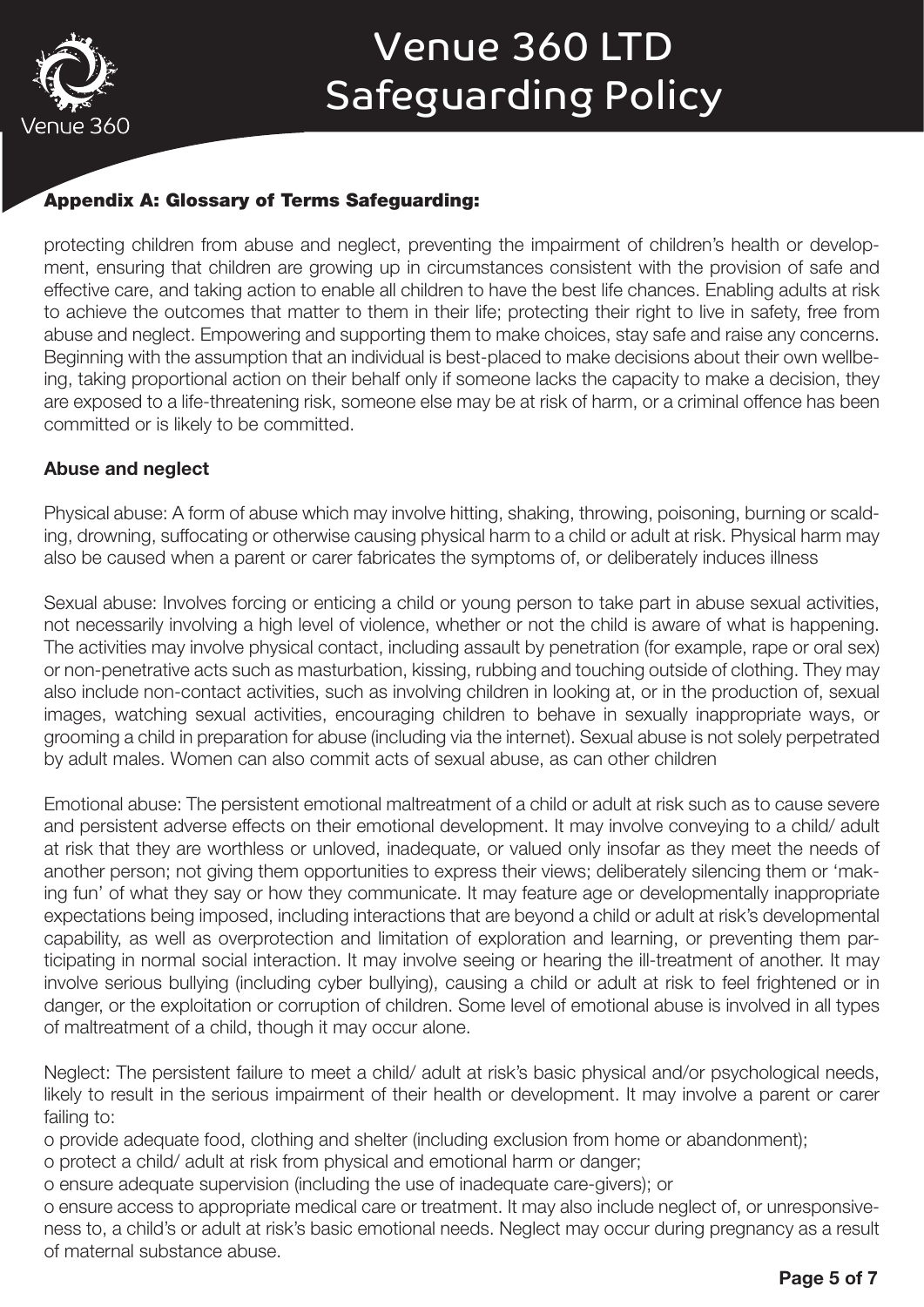## Appendix A: Glossary of Terms Safeguarding:

protecting children from abuse and neglect, preventing the impairment of children's health or development, ensuring that children are growing up in circumstances consistent with the provision of safe and effective care, and taking action to enable all children to have the best life chances. Enabling adults at risk to achieve the outcomes that matter to them in their life; protecting their right to live in safety, free from abuse and neglect. Empowering and supporting them to make choices, stay safe and raise any concerns. Beginning with the assumption that an individual is best-placed to make decisions about their own wellbeing, taking proportional action on their behalf only if someone lacks the capacity to make a decision, they are exposed to a life-threatening risk, someone else may be at risk of harm, or a criminal offence has been committed or is likely to be committed.

**Abuse and neglect**

Physical abuse: A form of abuse which may involve hitting, shaking, throwing, poisoning, burning or scalding, drowning, suffocating or otherwise causing physical harm to a child or adult at risk. Physical harm may also be caused when a parent or carer fabricates the symptoms of, or deliberately induces illness

Sexual abuse: Involves forcing or enticing a child or young person to take part in abuse sexual activities, not necessarily involving a high level of violence, whether or not the child is aware of what is happening. The activities may involve physical contact, including assault by penetration (for example, rape or oral sex) or non-penetrative acts such as masturbation, kissing, rubbing and touching outside of clothing. They may also include non-contact activities, such as involving children in looking at, or in the production of, sexual images, watching sexual activities, encouraging children to behave in sexually inappropriate ways, or grooming a child in preparation for abuse (including via the internet). Sexual abuse is not solely perpetrated by adult males. Women can also commit acts of sexual abuse, as can other children

Emotional abuse: The persistent emotional maltreatment of a child or adult at risk such as to cause severe and persistent adverse effects on their emotional development. It may involve conveying to a child/ adult at risk that they are worthless or unloved, inadequate, or valued only insofar as they meet the needs of another person; not giving them opportunities to express their views; deliberately silencing them or 'making fun' of what they say or how they communicate. It may feature age or developmentally inappropriate expectations being imposed, including interactions that are beyond a child or adult at risk's developmental capability, as well as overprotection and limitation of exploration and learning, or preventing them participating in normal social interaction. It may involve seeing or hearing the ill-treatment of another. It may involve serious bullying (including cyber bullying), causing a child or adult at risk to feel frightened or in danger, or the exploitation or corruption of children. Some level of emotional abuse is involved in all types of maltreatment of a child, though it may occur alone.

Neglect: The persistent failure to meet a child/ adult at risk's basic physical and/or psychological needs, likely to result in the serious impairment of their health or development. It may involve a parent or carer failing to:

- provide adequate food, clothing and shelter (including exclusion from home or abandonment);
- protect a child/ adult at risk from physical and emotional harm or danger;
- ensure adequate supervision (including the use of inadequate care-givers); or
- ensure access to appropriate medical care or treatment. It may also include neglect of, or unresponsiveness to, a child's or adult at risk's basic emotional needs. Neglect may occur during pregnancy as a result of maternal substance abuse.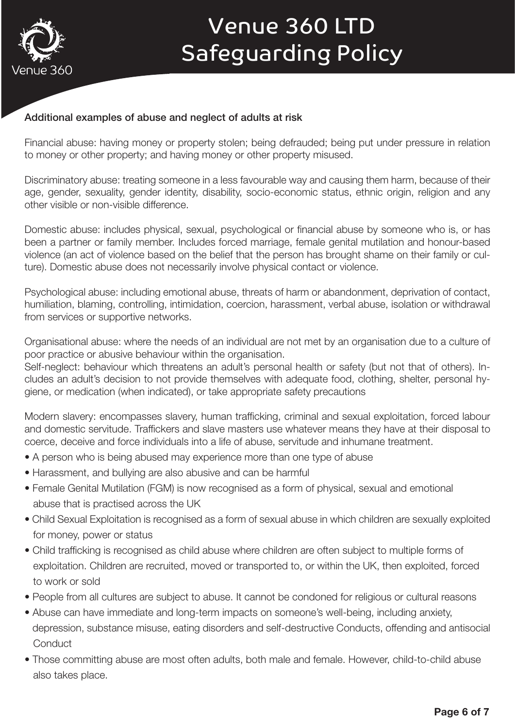### Additional examples of abuse and neglect of adults at risk

Financial abuse: having money or property stolen; being defrauded; being put under pressure in relation to money or other property; and having money or other property misused.

Discriminatory abuse: treating someone in a less favourable way and causing them harm, because of their age, gender, sexuality, gender identity, disability, socio-economic status, ethnic origin, religion and any other visible or non-visible difference.

Domestic abuse: includes physical, sexual, psychological or financial abuse by someone who is, or has been a partner or family member. Includes forced marriage, female genital mutilation and honour-based violence (an act of violence based on the belief that the person has brought shame on their family or culture). Domestic abuse does not necessarily involve physical contact or violence.

Psychological abuse: including emotional abuse, threats of harm or abandonment, deprivation of contact, humiliation, blaming, controlling, intimidation, coercion, harassment, verbal abuse, isolation or withdrawal from services or supportive networks.

Organisational abuse: where the needs of an individual are not met by an organisation due to a culture of poor practice or abusive behaviour within the organisation.

Self-neglect: behaviour which threatens an adult's personal health or safety (but not that of others). Includes an adult's decision to not provide themselves with adequate food, clothing, shelter, personal hygiene, or medication (when indicated), or take appropriate safety precautions

Modern slavery: encompasses slavery, human trafficking, criminal and sexual exploitation, forced labour and domestic servitude. Traffickers and slave masters use whatever means they have at their disposal to coerce, deceive and force individuals into a life of abuse, servitude and inhumane treatment.

- A person who is being abused may experience more than one type of abuse
- Harassment, and bullying are also abusive and can be harmful
- Female Genital Mutilation (FGM) is now recognised as a form of physical, sexual and emotional abuse that is practised across the UK
- Child Sexual Exploitation is recognised as a form of sexual abuse in which children are sexually exploited for money, power or status
- Child trafficking is recognised as child abuse where children are often subject to multiple forms of exploitation. Children are recruited, moved or transported to, or within the UK, then exploited, forced to work or sold
- People from all cultures are subject to abuse. It cannot be condoned for religious or cultural reasons
- Abuse can have immediate and long-term impacts on someone's well-being, including anxiety, depression, substance misuse, eating disorders and self-destructive Conducts, offending and antisocial Conduct
- Those committing abuse are most often adults, both male and female. However, child-to-child abuse also takes place.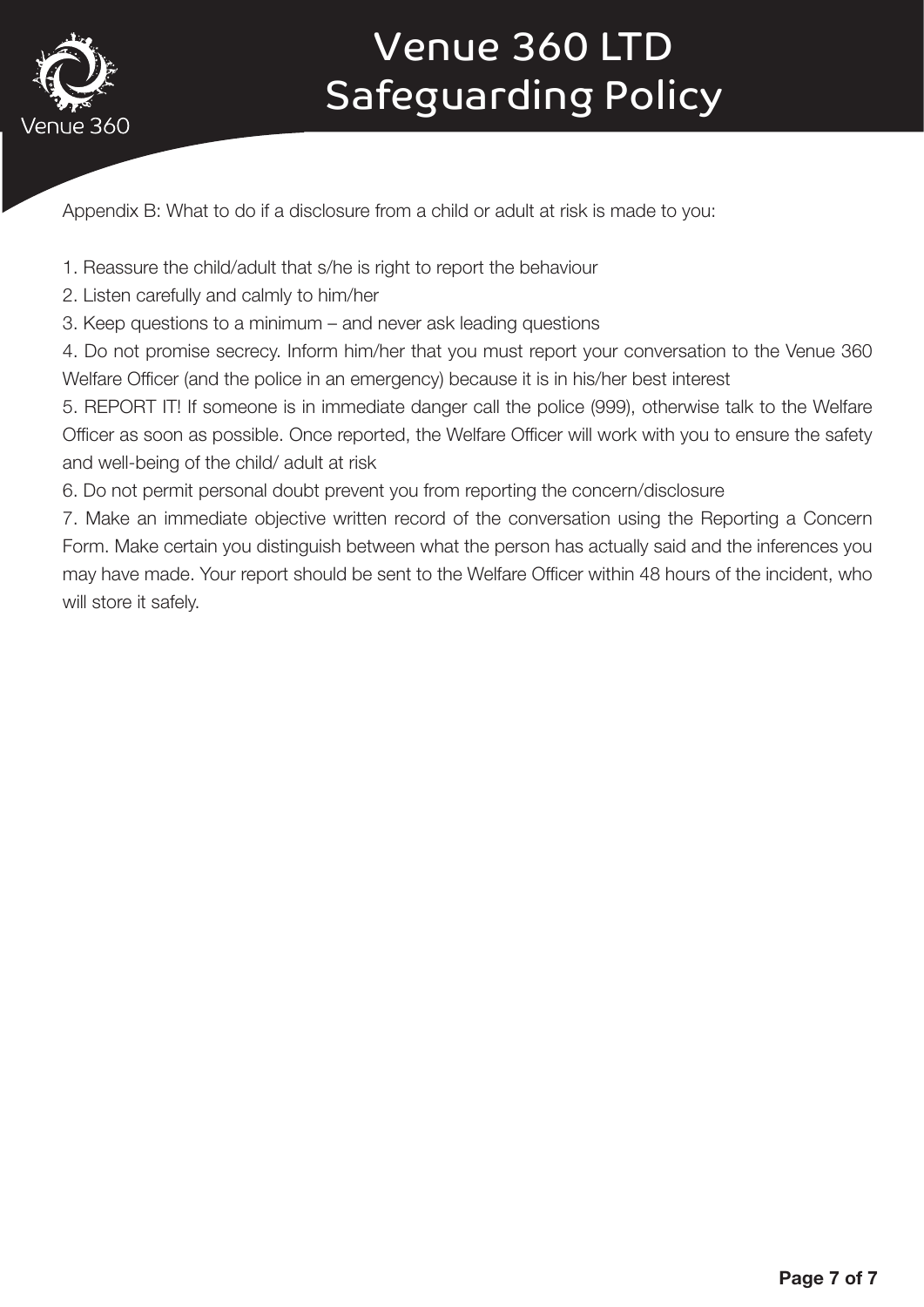Appendix B: What to do if a disclosure from a child or adult at risk is made to you:

1. Reassure the child/adult that s/he is right to report the behaviour
2. Listen carefully and calmly to him/her
3. Keep questions to a minimum – and never ask leading questions
4. Do not promise secrecy. Inform him/her that you must report your conversation to the Venue 360 Welfare Officer (and the police in an emergency) because it is in his/her best interest
5. REPORT IT! If someone is in immediate danger call the police (999), otherwise talk to the Welfare Officer as soon as possible. Once reported, the Welfare Officer will work with you to ensure the safety and well-being of the child/ adult at risk
6. Do not permit personal doubt prevent you from reporting the concern/disclosure
7. Make an immediate objective written record of the conversation using the Reporting a Concern Form. Make certain you distinguish between what the person has actually said and the inferences you may have made. Your report should be sent to the Welfare Officer within 48 hours of the incident, who will store it safely.